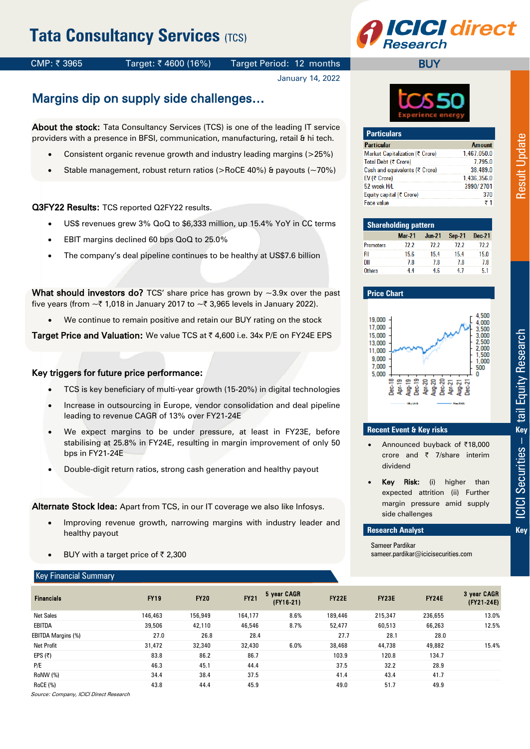# Tata Consultancy Services (TCS)

CMP: ₹ 3965 | Target: ₹ 4600 (16%) | Target Period: 12 months | **BUY**

January 14, 2022

## Margins dip on supply side challenges…

**About the stock:** Tata Consultancy Services (TCS) is one of the leading IT service providers with a presence in BFSI, communication, manufacturing, retail & hi tech.

- Consistent organic revenue growth and industry leading margins (>25%)
- Stable management, robust return ratios (>RoCE 40%) & payouts (~70%)

**Q3FY22 Results:** TCS reported Q2FY22 results.

- US$ revenues grew 3% QoQ to $6,333 million, up 15.4% YoY in CC terms
- EBIT margins declined 60 bps QoQ to 25.0%
- The company's deal pipeline continues to be healthy at US$7.6 billion

**What should investors do?** TCS' share price has grown by ~3.9x over the past five years (from ~₹ 1,018 in January 2017 to ~₹ 3,965 levels in January 2022).

- We continue to remain positive and retain our BUY rating on the stock

**Target Price and Valuation:** We value TCS at ₹ 4,600 i.e. 34x P/E on FY24E EPS

**Key triggers for future price performance:**

- TCS is key beneficiary of multi-year growth (15-20%) in digital technologies
- Increase in outsourcing in Europe, vendor consolidation and deal pipeline leading to revenue CAGR of 13% over FY21-24E
- We expect margins to be under pressure, at least in FY23E, before stabilising at 25.8% in FY24E, resulting in margin improvement of only 50 bps in FY21-24E
- Double-digit return ratios, strong cash generation and healthy payout

**Alternate Stock Idea:** Apart from TCS, in our IT coverage we also like Infosys.

- Improving revenue growth, narrowing margins with industry leader and healthy payout
- BUY with a target price of ₹ 2,300

### Particulars

| Particular | Amount |
|---|---|
| Market Capitalization (₹ Crore) | 1,467,050.0 |
| Total Debt (₹ Crore) | 7,795.0 |
| Cash and equivalents (₹ Crore) | 38,489.0 |
| EV (₹ Crore) | 1,436,356.0 |
| 52 week H/L | 3990/ 2701 |
| Equity capital (₹ Crore) | 370 |
| Face value | ₹ 1 |

### Shareholding pattern

| | Mar-21 | Jun-21 | Sep-21 | Dec-21 |
|---|---|---|---|---|
| Promoters | 72.2 | 72.2 | 72.2 | 72.2 |
| FII | 15.6 | 15.4 | 15.4 | 15.0 |
| DII | 7.8 | 7.8 | 7.8 | 7.8 |
| Others | 4.4 | 4.6 | 4.7 | 5.1 |

### Price Chart

### Recent Event & Key risks

- Announced buyback of ₹18,000 crore and ₹ 7/share interim dividend
- **Key Risk:** (i) higher than expected attrition (ii) Further margin pressure amid supply side challenges

### Research Analyst

Sameer Pardikar
sameer.pardikar@icicisecurities.com

### Key Financial Summary

| Financials | FY19 | FY20 | FY21 | 5 year CAGR (FY16-21) | FY22E | FY23E | FY24E | 3 year CAGR (FY21-24E) |
|---|---|---|---|---|---|---|---|---|
| Net Sales | 146,463 | 156,949 | 164,177 | 8.6% | 189,446 | 215,347 | 236,655 | 13.0% |
| EBITDA | 39,506 | 42,110 | 46,546 | 8.7% | 52,477 | 60,513 | 66,263 | 12.5% |
| EBITDA Margins (%) | 27.0 | 26.8 | 28.4 | | 27.7 | 28.1 | 28.0 | |
| Net Profit | 31,472 | 32,340 | 32,430 | 6.0% | 38,468 | 44,738 | 49,882 | 15.4% |
| EPS (₹) | 83.8 | 86.2 | 86.7 | | 103.9 | 120.8 | 134.7 | |
| P/E | 46.3 | 45.1 | 44.4 | | 37.5 | 32.2 | 28.9 | |
| RoNW (%) | 34.4 | 38.4 | 37.5 | | 41.4 | 43.4 | 41.7 | |
| RoCE (%) | 43.8 | 44.4 | 45.9 | | 49.0 | 51.7 | 49.9 | |

*Source: Company, ICICI Direct Research*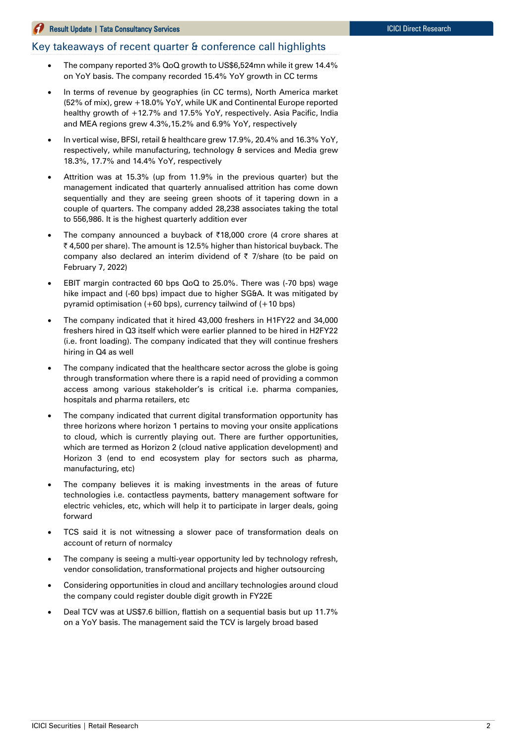## Key takeaways of recent quarter & conference call highlights

- The company reported 3% QoQ growth to US$6,524mn while it grew 14.4% on YoY basis. The company recorded 15.4% YoY growth in CC terms
- In terms of revenue by geographies (in CC terms), North America market (52% of mix), grew +18.0% YoY, while UK and Continental Europe reported healthy growth of +12.7% and 17.5% YoY, respectively. Asia Pacific, India and MEA regions grew 4.3%,15.2% and 6.9% YoY, respectively
- In vertical wise, BFSI, retail & healthcare grew 17.9%, 20.4% and 16.3% YoY, respectively, while manufacturing, technology & services and Media grew 18.3%, 17.7% and 14.4% YoY, respectively
- Attrition was at 15.3% (up from 11.9% in the previous quarter) but the management indicated that quarterly annualised attrition has come down sequentially and they are seeing green shoots of it tapering down in a couple of quarters. The company added 28,238 associates taking the total to 556,986. It is the highest quarterly addition ever
- The company announced a buyback of ₹18,000 crore (4 crore shares at ₹ 4,500 per share). The amount is 12.5% higher than historical buyback. The company also declared an interim dividend of ₹ 7/share (to be paid on February 7, 2022)
- EBIT margin contracted 60 bps QoQ to 25.0%. There was (-70 bps) wage hike impact and (-60 bps) impact due to higher SG&A. It was mitigated by pyramid optimisation (+60 bps), currency tailwind of (+10 bps)
- The company indicated that it hired 43,000 freshers in H1FY22 and 34,000 freshers hired in Q3 itself which were earlier planned to be hired in H2FY22 (i.e. front loading). The company indicated that they will continue freshers hiring in Q4 as well
- The company indicated that the healthcare sector across the globe is going through transformation where there is a rapid need of providing a common access among various stakeholder's is critical i.e. pharma companies, hospitals and pharma retailers, etc
- The company indicated that current digital transformation opportunity has three horizons where horizon 1 pertains to moving your onsite applications to cloud, which is currently playing out. There are further opportunities, which are termed as Horizon 2 (cloud native application development) and Horizon 3 (end to end ecosystem play for sectors such as pharma, manufacturing, etc)
- The company believes it is making investments in the areas of future technologies i.e. contactless payments, battery management software for electric vehicles, etc, which will help it to participate in larger deals, going forward
- TCS said it is not witnessing a slower pace of transformation deals on account of return of normalcy
- The company is seeing a multi-year opportunity led by technology refresh, vendor consolidation, transformational projects and higher outsourcing
- Considering opportunities in cloud and ancillary technologies around cloud the company could register double digit growth in FY22E
- Deal TCV was at US$7.6 billion, flattish on a sequential basis but up 11.7% on a YoY basis. The management said the TCV is largely broad based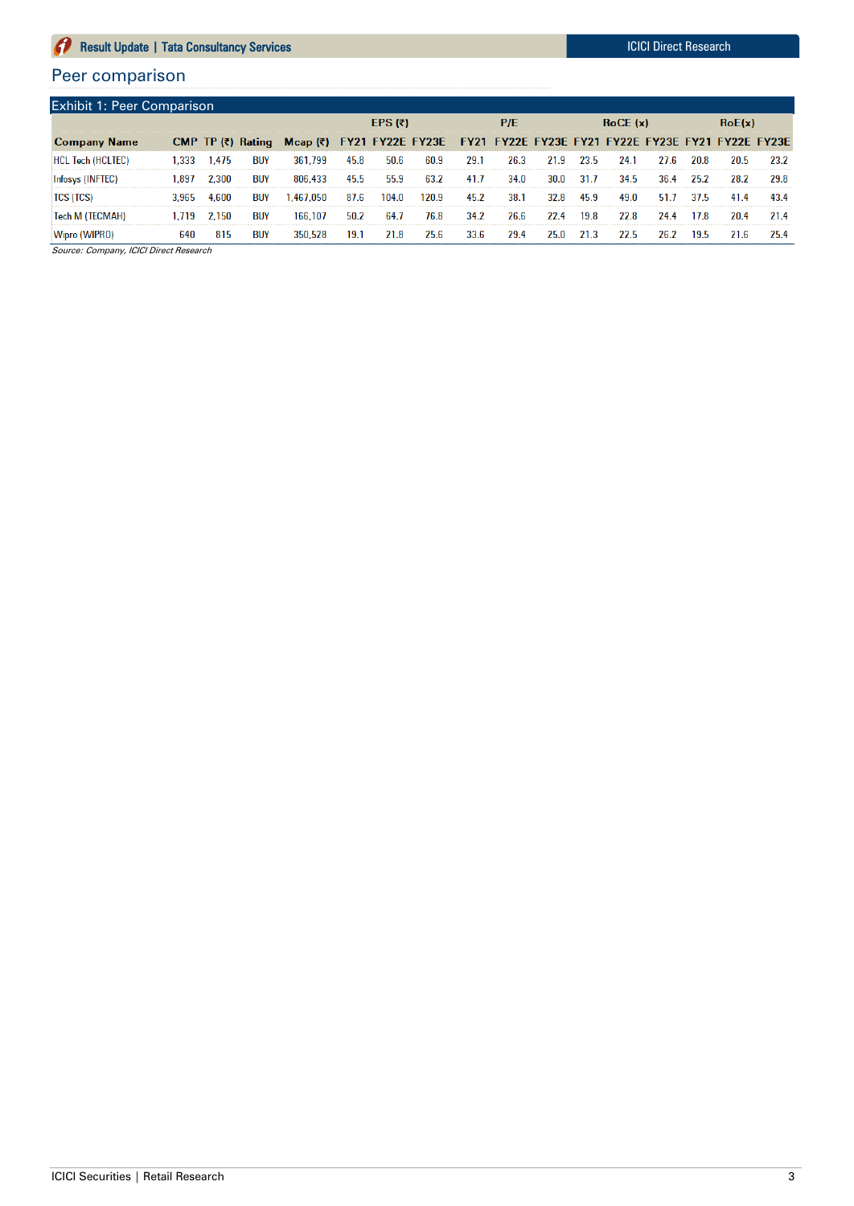## Peer comparison

Exhibit 1: Peer Comparison

| Company Name | CMP | TP (₹) | Rating | Mcap (₹) | EPS (₹) | | | P/E | | | RoCE (x) | | | RoE(x) | | |
|---|---|---|---|---|---|---|---|---|---|---|---|---|---|---|---|---|
| | | | | | FY21 | FY22E | FY23E | FY21 | FY22E | FY23E | FY21 | FY22E | FY23E | FY21 | FY22E | FY23E |
| HCL Tech (HCLTEC) | 1,333 | 1,475 | BUY | 361,799 | 45.8 | 50.6 | 60.9 | 29.1 | 26.3 | 21.9 | 23.5 | 24.1 | 27.6 | 20.8 | 20.5 | 23.2 |
| Infosys (INFTEC) | 1,897 | 2,300 | BUY | 806,433 | 45.5 | 55.9 | 63.2 | 41.7 | 34.0 | 30.0 | 31.7 | 34.5 | 36.4 | 25.2 | 28.2 | 29.8 |
| TCS (TCS) | 3,965 | 4,600 | BUY | 1,467,050 | 87.6 | 104.0 | 120.9 | 45.2 | 38.1 | 32.8 | 45.9 | 49.0 | 51.7 | 37.5 | 41.4 | 43.4 |
| Tech M (TECMAH) | 1,719 | 2,150 | BUY | 166,107 | 50.2 | 64.7 | 76.8 | 34.2 | 26.6 | 22.4 | 19.8 | 22.8 | 24.4 | 17.8 | 20.4 | 21.4 |
| Wipro (WIPRO) | 640 | 815 | BUY | 350,528 | 19.1 | 21.8 | 25.6 | 33.6 | 29.4 | 25.0 | 21.3 | 22.5 | 26.2 | 19.5 | 21.6 | 25.4 |

*Source: Company, ICICI Direct Research*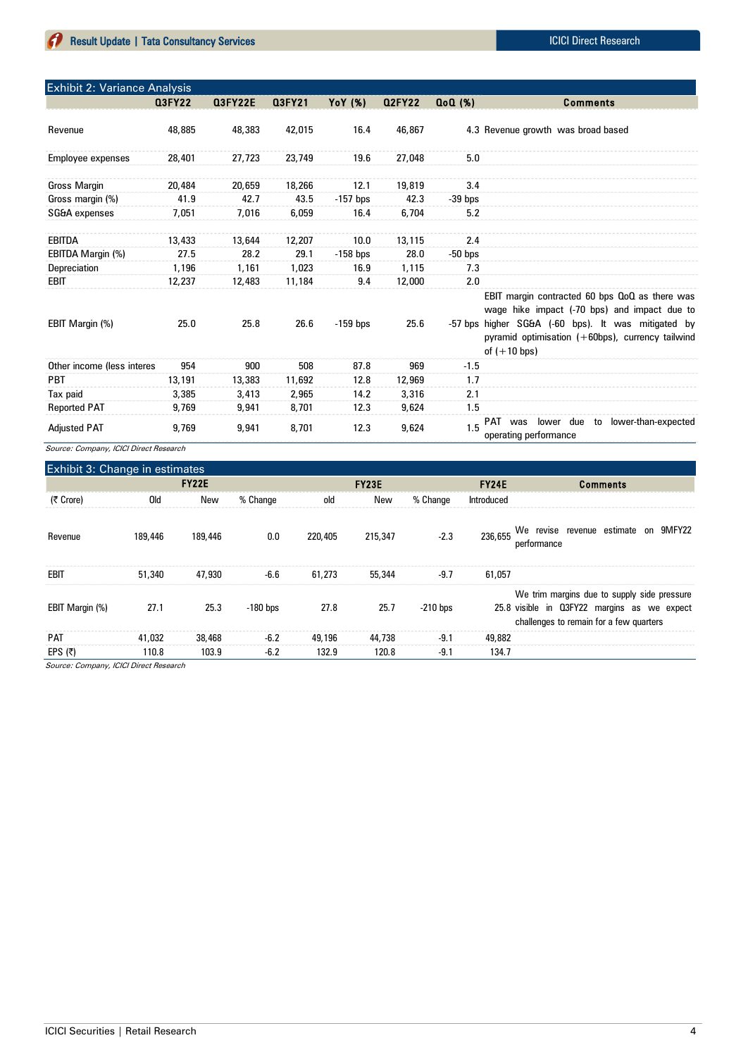### Exhibit 2: Variance Analysis

| | Q3FY22 | Q3FY22E | Q3FY21 | YoY (%) | Q2FY22 | QoQ (%) | Comments |
|---|---|---|---|---|---|---|---|
| Revenue | 48,885 | 48,383 | 42,015 | 16.4 | 46,867 | 4.3 | Revenue growth was broad based |
| Employee expenses | 28,401 | 27,723 | 23,749 | 19.6 | 27,048 | 5.0 | |
| Gross Margin | 20,484 | 20,659 | 18,266 | 12.1 | 19,819 | 3.4 | |
| Gross margin (%) | 41.9 | 42.7 | 43.5 | -157 bps | 42.3 | -39 bps | |
| SG&A expenses | 7,051 | 7,016 | 6,059 | 16.4 | 6,704 | 5.2 | |
| EBITDA | 13,433 | 13,644 | 12,207 | 10.0 | 13,115 | 2.4 | |
| EBITDA Margin (%) | 27.5 | 28.2 | 29.1 | -158 bps | 28.0 | -50 bps | |
| Depreciation | 1,196 | 1,161 | 1,023 | 16.9 | 1,115 | 7.3 | |
| EBIT | 12,237 | 12,483 | 11,184 | 9.4 | 12,000 | 2.0 | |
| EBIT Margin (%) | 25.0 | 25.8 | 26.6 | -159 bps | 25.6 | -57 bps | EBIT margin contracted 60 bps QoQ as there was wage hike impact (-70 bps) and impact due to higher SG&A (-60 bps). It was mitigated by pyramid optimisation (+60bps), currency tailwind of (+10 bps) |
| Other income (less interes | 954 | 900 | 508 | 87.8 | 969 | -1.5 | |
| PBT | 13,191 | 13,383 | 11,692 | 12.8 | 12,969 | 1.7 | |
| Tax paid | 3,385 | 3,413 | 2,965 | 14.2 | 3,316 | 2.1 | |
| Reported PAT | 9,769 | 9,941 | 8,701 | 12.3 | 9,624 | 1.5 | |
| Adjusted PAT | 9,769 | 9,941 | 8,701 | 12.3 | 9,624 | 1.5 | PAT was lower due to lower-than-expected operating performance |

*Source: Company, ICICI Direct Research*

### Exhibit 3: Change in estimates

| | FY22E | | | FY23E | | | FY24E | Comments |
|---|---|---|---|---|---|---|---|---|
| (₹ Crore) | Old | New | % Change | old | New | % Change | Introduced | |
| Revenue | 189,446 | 189,446 | 0.0 | 220,405 | 215,347 | -2.3 | 236,655 | We revise revenue estimate on 9MFY22 performance |
| EBIT | 51,340 | 47,930 | -6.6 | 61,273 | 55,344 | -9.7 | 61,057 | |
| EBIT Margin (%) | 27.1 | 25.3 | -180 bps | 27.8 | 25.7 | -210 bps | 25.8 | We trim margins due to supply side pressure visible in Q3FY22 margins as we expect challenges to remain for a few quarters |
| PAT | 41,032 | 38,468 | -6.2 | 49,196 | 44,738 | -9.1 | 49,882 | |
| EPS (₹) | 110.8 | 103.9 | -6.2 | 132.9 | 120.8 | -9.1 | 134.7 | |

*Source: Company, ICICI Direct Research*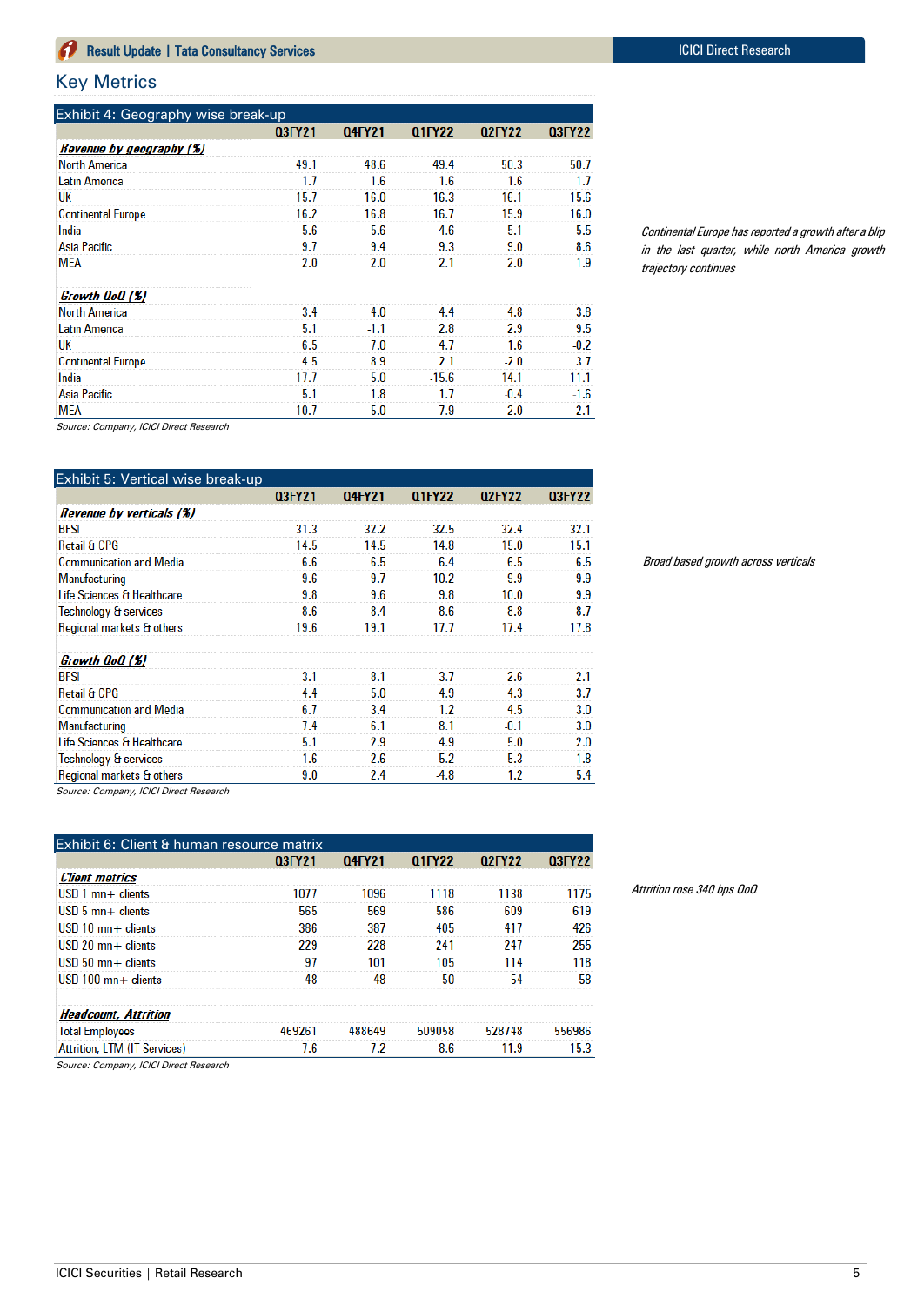## Key Metrics

**Exhibit 4: Geography wise break-up**

| | Q3FY21 | Q4FY21 | Q1FY22 | Q2FY22 | Q3FY22 |
|---|---|---|---|---|---|
| ***Revenue by geography (%)*** | | | | | |
| North America | 49.1 | 48.6 | 49.4 | 50.3 | 50.7 |
| Latin America | 1.7 | 1.6 | 1.6 | 1.6 | 1.7 |
| UK | 15.7 | 16.0 | 16.3 | 16.1 | 15.6 |
| Continental Europe | 16.2 | 16.8 | 16.7 | 15.9 | 16.0 |
| India | 5.6 | 5.6 | 4.6 | 5.1 | 5.5 |
| Asia Pacific | 9.7 | 9.4 | 9.3 | 9.0 | 8.6 |
| MEA | 2.0 | 2.0 | 2.1 | 2.0 | 1.9 |
| | | | | | |
| ***Growth QoQ (%)*** | | | | | |
| North America | 3.4 | 4.0 | 4.4 | 4.8 | 3.8 |
| Latin America | 5.1 | -1.1 | 2.8 | 2.9 | 9.5 |
| UK | 6.5 | 7.0 | 4.7 | 1.6 | -0.2 |
| Continental Europe | 4.5 | 8.9 | 2.1 | -2.0 | 3.7 |
| India | 17.7 | 5.0 | -15.6 | 14.1 | 11.1 |
| Asia Pacific | 5.1 | 1.8 | 1.7 | -0.4 | -1.6 |
| MEA | 10.7 | 5.0 | 7.9 | -2.0 | -2.1 |

*Source: Company, ICICI Direct Research*

*Continental Europe has reported a growth after a blip in the last quarter, while north America growth trajectory continues*

**Exhibit 5: Vertical wise break-up**

| | Q3FY21 | Q4FY21 | Q1FY22 | Q2FY22 | Q3FY22 |
|---|---|---|---|---|---|
| ***Revenue by verticals (%)*** | | | | | |
| BFSI | 31.3 | 32.2 | 32.5 | 32.4 | 32.1 |
| Retail & CPG | 14.5 | 14.5 | 14.8 | 15.0 | 15.1 |
| Communication and Media | 6.6 | 6.5 | 6.4 | 6.5 | 6.5 |
| Manufacturing | 9.6 | 9.7 | 10.2 | 9.9 | 9.9 |
| Life Sciences & Healthcare | 9.8 | 9.6 | 9.8 | 10.0 | 9.9 |
| Technology & services | 8.6 | 8.4 | 8.6 | 8.8 | 8.7 |
| Regional markets & others | 19.6 | 19.1 | 17.7 | 17.4 | 17.8 |
| | | | | | |
| ***Growth QoQ (%)*** | | | | | |
| BFSI | 3.1 | 8.1 | 3.7 | 2.6 | 2.1 |
| Retail & CPG | 4.4 | 5.0 | 4.9 | 4.3 | 3.7 |
| Communication and Media | 6.7 | 3.4 | 1.2 | 4.5 | 3.0 |
| Manufacturing | 7.4 | 6.1 | 8.1 | -0.1 | 3.0 |
| Life Sciences & Healthcare | 5.1 | 2.9 | 4.9 | 5.0 | 2.0 |
| Technology & services | 1.6 | 2.6 | 5.2 | 5.3 | 1.8 |
| Regional markets & others | 9.0 | 2.4 | -4.8 | 1.2 | 5.4 |

*Source: Company, ICICI Direct Research*

*Broad based growth across verticals*

**Exhibit 6: Client & human resource matrix**

| | Q3FY21 | Q4FY21 | Q1FY22 | Q2FY22 | Q3FY22 |
|---|---|---|---|---|---|
| ***Client metrics*** | | | | | |
| USD 1 mn+ clients | 1077 | 1096 | 1118 | 1138 | 1175 |
| USD 5 mn+ clients | 565 | 569 | 586 | 609 | 619 |
| USD 10 mn+ clients | 386 | 387 | 405 | 417 | 426 |
| USD 20 mn+ clients | 229 | 228 | 241 | 247 | 255 |
| USD 50 mn+ clients | 97 | 101 | 105 | 114 | 118 |
| USD 100 mn+ clients | 48 | 48 | 50 | 54 | 58 |
| | | | | | |
| ***Headcount, Attrition*** | | | | | |
| Total Employees | 469261 | 488649 | 509058 | 528748 | 556986 |
| Attrition, LTM (IT Services) | 7.6 | 7.2 | 8.6 | 11.9 | 15.3 |

*Source: Company, ICICI Direct Research*

*Attrition rose 340 bps QoQ*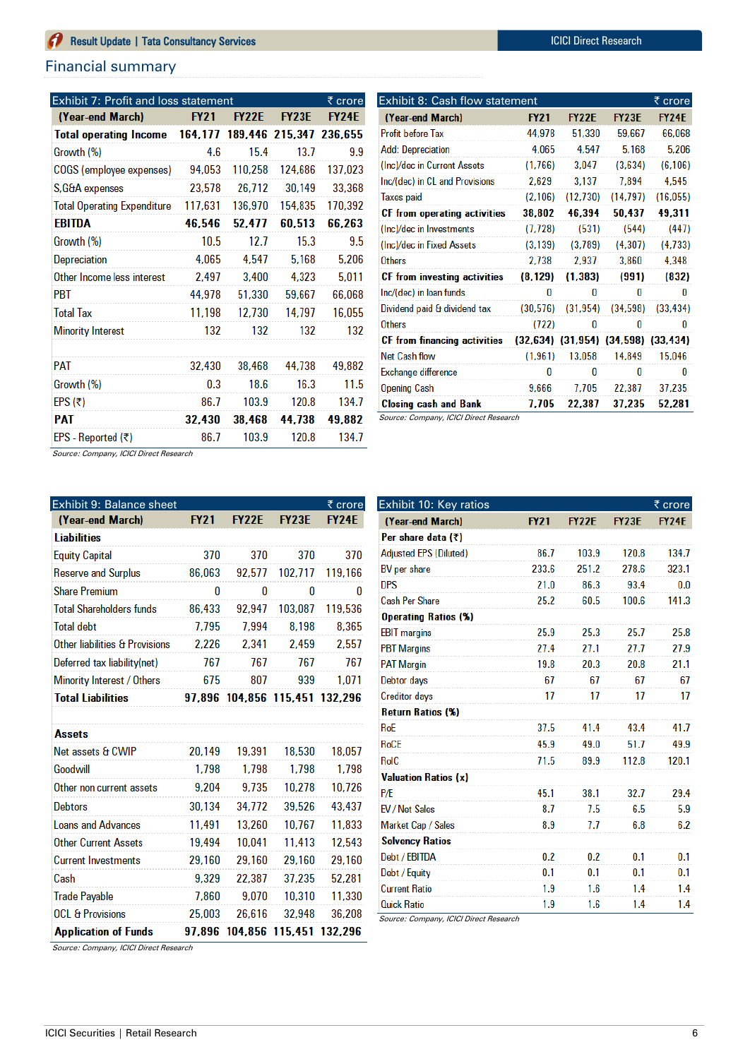## Financial summary

**Exhibit 7: Profit and loss statement** (₹ crore)

| (Year-end March) | FY21 | FY22E | FY23E | FY24E |
|---|---|---|---|---|
| **Total operating Income** | **164,177** | **189,446** | **215,347** | **236,655** |
| Growth (%) | 4.6 | 15.4 | 13.7 | 9.9 |
| COGS (employee expenses) | 94,053 | 110,258 | 124,686 | 137,023 |
| S,G&A expenses | 23,578 | 26,712 | 30,149 | 33,368 |
| Total Operating Expenditure | 117,631 | 136,970 | 154,835 | 170,392 |
| **EBITDA** | **46,546** | **52,477** | **60,513** | **66,263** |
| Growth (%) | 10.5 | 12.7 | 15.3 | 9.5 |
| Depreciation | 4,065 | 4,547 | 5,168 | 5,206 |
| Other Income less interest | 2,497 | 3,400 | 4,323 | 5,011 |
| PBT | 44,978 | 51,330 | 59,667 | 66,068 |
| Total Tax | 11,198 | 12,730 | 14,797 | 16,055 |
| Minority Interest | 132 | 132 | 132 | 132 |
| | | | | |
| PAT | 32,430 | 38,468 | 44,738 | 49,882 |
| Growth (%) | 0.3 | 18.6 | 16.3 | 11.5 |
| EPS (₹) | 86.7 | 103.9 | 120.8 | 134.7 |
| **PAT** | **32,430** | **38,468** | **44,738** | **49,882** |
| EPS - Reported (₹) | 86.7 | 103.9 | 120.8 | 134.7 |

*Source: Company, ICICI Direct Research*

**Exhibit 8: Cash flow statement** (₹ crore)

| (Year-end March) | FY21 | FY22E | FY23E | FY24E |
|---|---|---|---|---|
| Profit before Tax | 44,978 | 51,330 | 59,667 | 66,068 |
| Add: Depreciation | 4,065 | 4,547 | 5,168 | 5,206 |
| (Inc)/dec in Current Assets | (1,766) | 3,047 | (3,634) | (6,106) |
| Inc/(dec) in CL and Provisions | 2,629 | 3,137 | 7,894 | 4,545 |
| Taxes paid | (2,106) | (12,730) | (14,797) | (16,055) |
| **CF from operating activities** | **38,802** | **46,394** | **50,437** | **49,311** |
| (Inc)/dec in Investments | (7,728) | (531) | (544) | (447) |
| (Inc)/dec in Fixed Assets | (3,139) | (3,789) | (4,307) | (4,733) |
| Others | 2,738 | 2,937 | 3,860 | 4,348 |
| **CF from investing activities** | **(8,129)** | **(1,383)** | **(991)** | **(832)** |
| Inc/(dec) in loan funds | 0 | 0 | 0 | 0 |
| Dividend paid & dividend tax | (30,576) | (31,954) | (34,598) | (33,434) |
| Others | (722) | 0 | 0 | 0 |
| **CF from financing activities** | **(32,634)** | **(31,954)** | **(34,598)** | **(33,434)** |
| Net Cash flow | (1,961) | 13,058 | 14,849 | 15,046 |
| Exchange difference | 0 | 0 | 0 | 0 |
| Opening Cash | 9,666 | 7,705 | 22,387 | 37,235 |
| **Closing cash and Bank** | **7,705** | **22,387** | **37,235** | **52,281** |

*Source: Company, ICICI Direct Research*

**Exhibit 9: Balance sheet** (₹ crore)

| (Year-end March) | FY21 | FY22E | FY23E | FY24E |
|---|---|---|---|---|
| **Liabilities** | | | | |
| Equity Capital | 370 | 370 | 370 | 370 |
| Reserve and Surplus | 86,063 | 92,577 | 102,717 | 119,166 |
| Share Premium | 0 | 0 | 0 | 0 |
| Total Shareholders funds | 86,433 | 92,947 | 103,087 | 119,536 |
| Total debt | 7,795 | 7,994 | 8,198 | 8,365 |
| Other liabilities & Provisions | 2,226 | 2,341 | 2,459 | 2,557 |
| Deferred tax liability(net) | 767 | 767 | 767 | 767 |
| Minority Interest / Others | 675 | 807 | 939 | 1,071 |
| **Total Liabilities** | **97,896** | **104,856** | **115,451** | **132,296** |
| | | | | |
| **Assets** | | | | |
| Net assets & CWIP | 20,149 | 19,391 | 18,530 | 18,057 |
| Goodwill | 1,798 | 1,798 | 1,798 | 1,798 |
| Other non current assets | 9,204 | 9,735 | 10,278 | 10,726 |
| Debtors | 30,134 | 34,772 | 39,526 | 43,437 |
| Loans and Advances | 11,491 | 13,260 | 10,767 | 11,833 |
| Other Current Assets | 19,494 | 10,041 | 11,413 | 12,543 |
| Current Investments | 29,160 | 29,160 | 29,160 | 29,160 |
| Cash | 9,329 | 22,387 | 37,235 | 52,281 |
| Trade Payable | 7,860 | 9,070 | 10,310 | 11,330 |
| OCL & Provisions | 25,003 | 26,616 | 32,948 | 36,208 |
| **Application of Funds** | **97,896** | **104,856** | **115,451** | **132,296** |

*Source: Company, ICICI Direct Research*

**Exhibit 10: Key ratios** (₹ crore)

| (Year-end March) | FY21 | FY22E | FY23E | FY24E |
|---|---|---|---|---|
| **Per share data (₹)** | | | | |
| Adjusted EPS (Diluted) | 86.7 | 103.9 | 120.8 | 134.7 |
| BV per share | 233.6 | 251.2 | 278.6 | 323.1 |
| DPS | 21.0 | 86.3 | 93.4 | 0.0 |
| Cash Per Share | 25.2 | 60.5 | 100.6 | 141.3 |
| **Operating Ratios (%)** | | | | |
| EBIT margins | 25.9 | 25.3 | 25.7 | 25.8 |
| PBT Margins | 27.4 | 27.1 | 27.7 | 27.9 |
| PAT Margin | 19.8 | 20.3 | 20.8 | 21.1 |
| Debtor days | 67 | 67 | 67 | 67 |
| Creditor days | 17 | 17 | 17 | 17 |
| **Return Ratios (%)** | | | | |
| RoE | 37.5 | 41.4 | 43.4 | 41.7 |
| RoCE | 45.9 | 49.0 | 51.7 | 49.9 |
| RoIC | 71.5 | 89.9 | 112.8 | 120.1 |
| **Valuation Ratios (x)** | | | | |
| P/E | 45.1 | 38.1 | 32.7 | 29.4 |
| EV / Net Sales | 8.7 | 7.5 | 6.5 | 5.9 |
| Market Cap / Sales | 8.9 | 7.7 | 6.8 | 6.2 |
| **Solvency Ratios** | | | | |
| Debt / EBITDA | 0.2 | 0.2 | 0.1 | 0.1 |
| Debt / Equity | 0.1 | 0.1 | 0.1 | 0.1 |
| Current Ratio | 1.9 | 1.6 | 1.4 | 1.4 |
| Quick Ratio | 1.9 | 1.6 | 1.4 | 1.4 |

*Source: Company, ICICI Direct Research*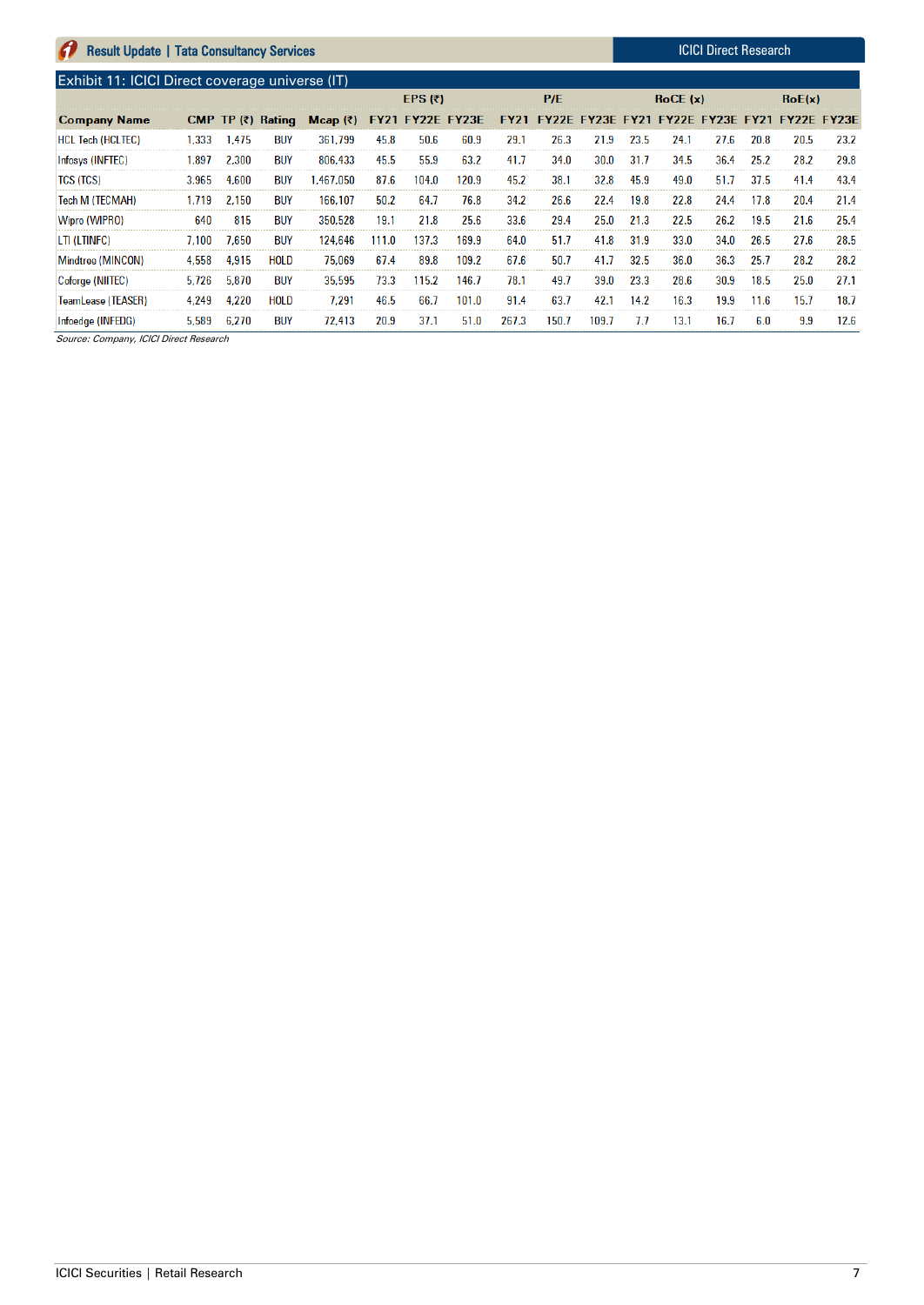## Exhibit 11: ICICI Direct coverage universe (IT)

| Company Name | CMP | TP (₹) | Rating | Mcap (₹) | EPS (₹) | | | P/E | | | RoCE (x) | | | RoE(x) | | |
|---|---|---|---|---|---|---|---|---|---|---|---|---|---|---|---|---|
| | | | | | FY21 | FY22E | FY23E | FY21 | FY22E | FY23E | FY21 | FY22E | FY23E | FY21 | FY22E | FY23E |
| HCL Tech (HCLTEC) | 1,333 | 1,475 | BUY | 361,799 | 45.8 | 50.6 | 60.9 | 29.1 | 26.3 | 21.9 | 23.5 | 24.1 | 27.6 | 20.8 | 20.5 | 23.2 |
| Infosys (INFTEC) | 1,897 | 2,300 | BUY | 806,433 | 45.5 | 55.9 | 63.2 | 41.7 | 34.0 | 30.0 | 31.7 | 34.5 | 36.4 | 25.2 | 28.2 | 29.8 |
| TCS (TCS) | 3,965 | 4,600 | BUY | 1,467,050 | 87.6 | 104.0 | 120.9 | 45.2 | 38.1 | 32.8 | 45.9 | 49.0 | 51.7 | 37.5 | 41.4 | 43.4 |
| Tech M (TECMAH) | 1,719 | 2,150 | BUY | 166,107 | 50.2 | 64.7 | 76.8 | 34.2 | 26.6 | 22.4 | 19.8 | 22.8 | 24.4 | 17.8 | 20.4 | 21.4 |
| Wipro (WIPRO) | 640 | 815 | BUY | 350,528 | 19.1 | 21.8 | 25.6 | 33.6 | 29.4 | 25.0 | 21.3 | 22.5 | 26.2 | 19.5 | 21.6 | 25.4 |
| LTI (LTINFC) | 7,100 | 7,650 | BUY | 124,646 | 111.0 | 137.3 | 169.9 | 64.0 | 51.7 | 41.8 | 31.9 | 33.0 | 34.0 | 26.5 | 27.6 | 28.5 |
| Mindtree (MINCON) | 4,558 | 4,915 | HOLD | 75,069 | 67.4 | 89.8 | 109.2 | 67.6 | 50.7 | 41.7 | 32.5 | 36.0 | 36.3 | 25.7 | 28.2 | 28.2 |
| Coforge (NIITEC) | 5,726 | 5,870 | BUY | 35,595 | 73.3 | 115.2 | 146.7 | 78.1 | 49.7 | 39.0 | 23.3 | 28.6 | 30.9 | 18.5 | 25.0 | 27.1 |
| TeamLease (TEASER) | 4,249 | 4,220 | HOLD | 7,291 | 46.5 | 66.7 | 101.0 | 91.4 | 63.7 | 42.1 | 14.2 | 16.3 | 19.9 | 11.6 | 15.7 | 18.7 |
| Infoedge (INFEDG) | 5,589 | 6,270 | BUY | 72,413 | 20.9 | 37.1 | 51.0 | 267.3 | 150.7 | 109.7 | 7.7 | 13.1 | 16.7 | 6.0 | 9.9 | 12.6 |

*Source: Company, ICICI Direct Research*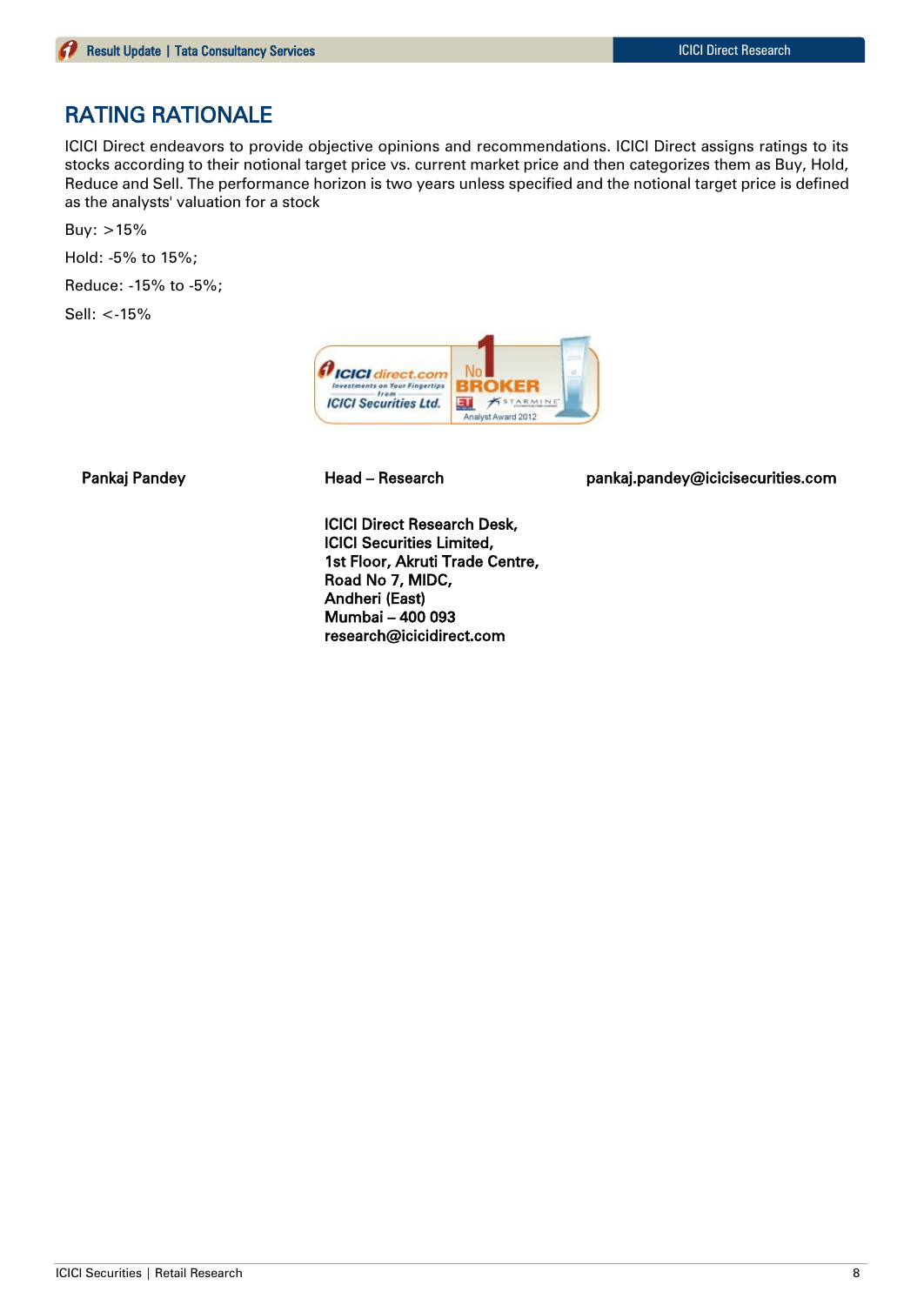## RATING RATIONALE

ICICI Direct endeavors to provide objective opinions and recommendations. ICICI Direct assigns ratings to its stocks according to their notional target price vs. current market price and then categorizes them as Buy, Hold, Reduce and Sell. The performance horizon is two years unless specified and the notional target price is defined as the analysts' valuation for a stock

Buy: >15%

Hold: -5% to 15%;

Reduce: -15% to -5%;

Sell: <-15%

**Pankaj Pandey** | **Head – Research** | **pankaj.pandey@icicisecurities.com**

**ICICI Direct Research Desk,**
**ICICI Securities Limited,**
**1st Floor, Akruti Trade Centre,**
**Road No 7, MIDC,**
**Andheri (East)**
**Mumbai – 400 093**
**research@icicidirect.com**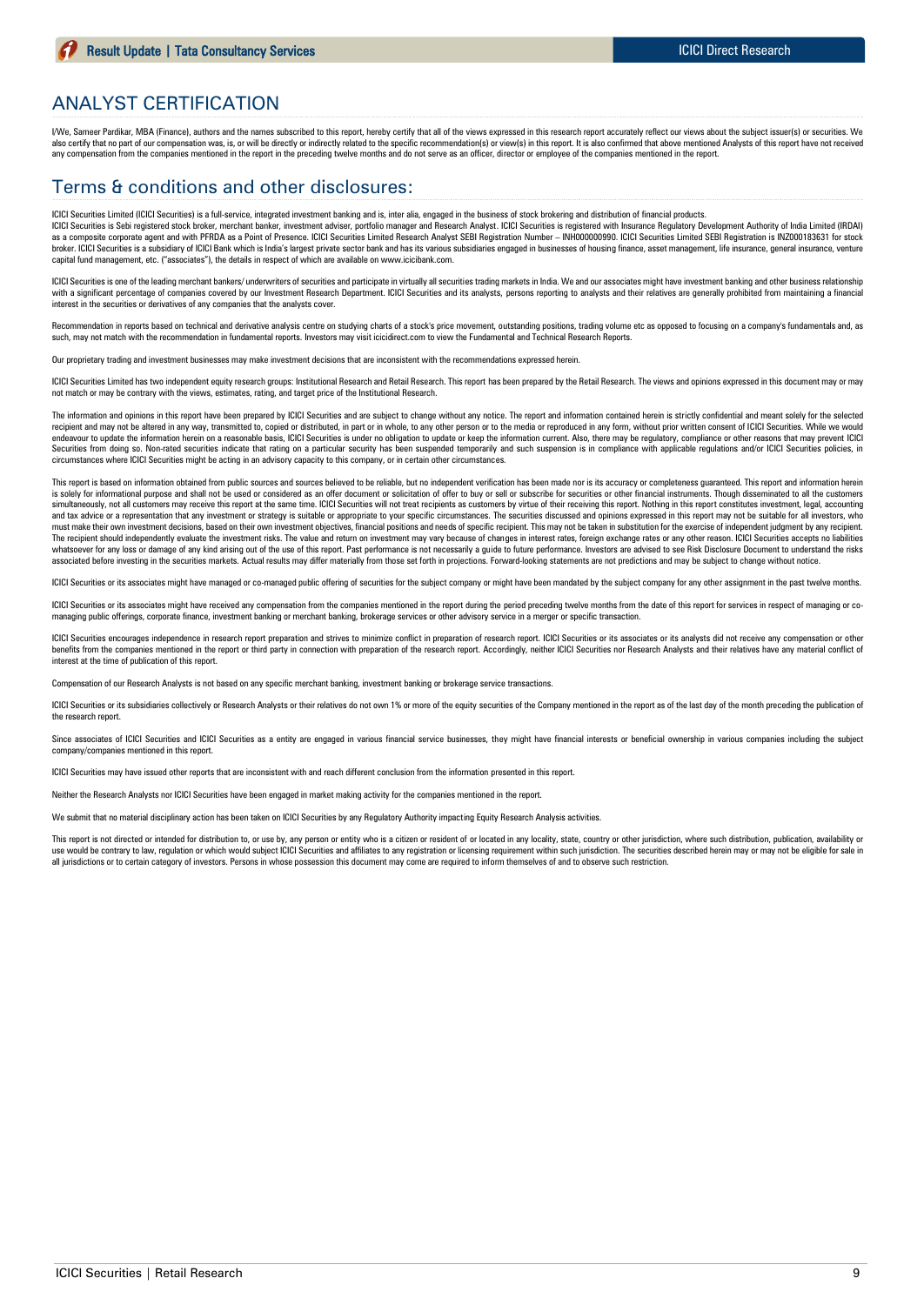## ANALYST CERTIFICATION

I/We, Sameer Pardikar, MBA (Finance), authors and the names subscribed to this report, hereby certify that all of the views expressed in this research report accurately reflect our views about the subject issuer(s) or securities. We also certify that no part of our compensation was, is, or will be directly or indirectly related to the specific recommendation(s) or view(s) in this report. It is also confirmed that above mentioned Analysts of this report have not received any compensation from the companies mentioned in the report in the preceding twelve months and do not serve as an officer, director or employee of the companies mentioned in the report.

## Terms & conditions and other disclosures:

ICICI Securities Limited (ICICI Securities) is a full-service, integrated investment banking and is, inter alia, engaged in the business of stock brokering and distribution of financial products.
ICICI Securities is Sebi registered stock broker, merchant banker, investment adviser, portfolio manager and Research Analyst. ICICI Securities is registered with Insurance Regulatory Development Authority of India Limited (IRDAI) as a composite corporate agent and with PFRDA as a Point of Presence. ICICI Securities Limited Research Analyst SEBI Registration Number – INH000000990. ICICI Securities Limited SEBI Registration is INZ000183631 for stock broker. ICICI Securities is a subsidiary of ICICI Bank which is India's largest private sector bank and has its various subsidiaries engaged in businesses of housing finance, asset management, life insurance, general insurance, venture capital fund management, etc. ("associates"), the details in respect of which are available on www.icicibank.com.

ICICI Securities is one of the leading merchant bankers/ underwriters of securities and participate in virtually all securities trading markets in India. We and our associates might have investment banking and other business relationship with a significant percentage of companies covered by our Investment Research Department. ICICI Securities and its analysts, persons reporting to analysts and their relatives are generally prohibited from maintaining a financial interest in the securities or derivatives of any companies that the analysts cover.

Recommendation in reports based on technical and derivative analysis centre on studying charts of a stock's price movement, outstanding positions, trading volume etc as opposed to focusing on a company's fundamentals and, as such, may not match with the recommendation in fundamental reports. Investors may visit icicidirect.com to view the Fundamental and Technical Research Reports.

Our proprietary trading and investment businesses may make investment decisions that are inconsistent with the recommendations expressed herein.

ICICI Securities Limited has two independent equity research groups: Institutional Research and Retail Research. This report has been prepared by the Retail Research. The views and opinions expressed in this document may or may not match or may be contrary with the views, estimates, rating, and target price of the Institutional Research.

The information and opinions in this report have been prepared by ICICI Securities and are subject to change without any notice. The report and information contained herein is strictly confidential and meant solely for the selected recipient and may not be altered in any way, transmitted to, copied or distributed, in part or in whole, to any other person or to the media or reproduced in any form, without prior written consent of ICICI Securities. While we would endeavour to update the information herein on a reasonable basis, ICICI Securities is under no obligation to update or keep the information current. Also, there may be regulatory, compliance or other reasons that may prevent ICICI Securities from doing so. Non-rated securities indicate that rating on a particular security has been suspended temporarily and such suspension is in compliance with applicable regulations and/or ICICI Securities policies, in circumstances where ICICI Securities might be acting in an advisory capacity to this company, or in certain other circumstances.

This report is based on information obtained from public sources and sources believed to be reliable, but no independent verification has been made nor is its accuracy or completeness guaranteed. This report and information herein is solely for informational purpose and shall not be used or considered as an offer document or solicitation of offer to buy or sell or subscribe for securities or other financial instruments. Though disseminated to all the customers simultaneously, not all customers may receive this report at the same time. ICICI Securities will not treat recipients as customers by virtue of their receiving this report. Nothing in this report constitutes investment, legal, accounting and tax advice or a representation that any investment or strategy is suitable or appropriate to your specific circumstances. The securities discussed and opinions expressed in this report may not be suitable for all investors, who must make their own investment decisions, based on their own investment objectives, financial positions and needs of specific recipient. This may not be taken in substitution for the exercise of independent judgment by any recipient. The recipient should independently evaluate the investment risks. The value and return on investment may vary because of changes in interest rates, foreign exchange rates or any other reason. ICICI Securities accepts no liabilities whatsoever for any loss or damage of any kind arising out of the use of this report. Past performance is not necessarily a guide to future performance. Investors are advised to see Risk Disclosure Document to understand the risks associated before investing in the securities markets. Actual results may differ materially from those set forth in projections. Forward-looking statements are not predictions and may be subject to change without notice.

ICICI Securities or its associates might have managed or co-managed public offering of securities for the subject company or might have been mandated by the subject company for any other assignment in the past twelve months.

ICICI Securities or its associates might have received any compensation from the companies mentioned in the report during the period preceding twelve months from the date of this report for services in respect of managing or co-managing public offerings, corporate finance, investment banking or merchant banking, brokerage services or other advisory service in a merger or specific transaction.

ICICI Securities encourages independence in research report preparation and strives to minimize conflict in preparation of research report. ICICI Securities or its associates or its analysts did not receive any compensation or other benefits from the companies mentioned in the report or third party in connection with preparation of the research report. Accordingly, neither ICICI Securities nor Research Analysts and their relatives have any material conflict of interest at the time of publication of this report.

Compensation of our Research Analysts is not based on any specific merchant banking, investment banking or brokerage service transactions.

ICICI Securities or its subsidiaries collectively or Research Analysts or their relatives do not own 1% or more of the equity securities of the Company mentioned in the report as of the last day of the month preceding the publication of the research report.

Since associates of ICICI Securities and ICICI Securities as a entity are engaged in various financial service businesses, they might have financial interests or beneficial ownership in various companies including the subject company/companies mentioned in this report.

ICICI Securities may have issued other reports that are inconsistent with and reach different conclusion from the information presented in this report.

Neither the Research Analysts nor ICICI Securities have been engaged in market making activity for the companies mentioned in the report.

We submit that no material disciplinary action has been taken on ICICI Securities by any Regulatory Authority impacting Equity Research Analysis activities.

This report is not directed or intended for distribution to, or use by, any person or entity who is a citizen or resident of or located in any locality, state, country or other jurisdiction, where such distribution, publication, availability or use would be contrary to law, regulation or which would subject ICICI Securities and affiliates to any registration or licensing requirement within such jurisdiction. The securities described herein may or may not be eligible for sale in all jurisdictions or to certain category of investors. Persons in whose possession this document may come are required to inform themselves of and to observe such restriction.